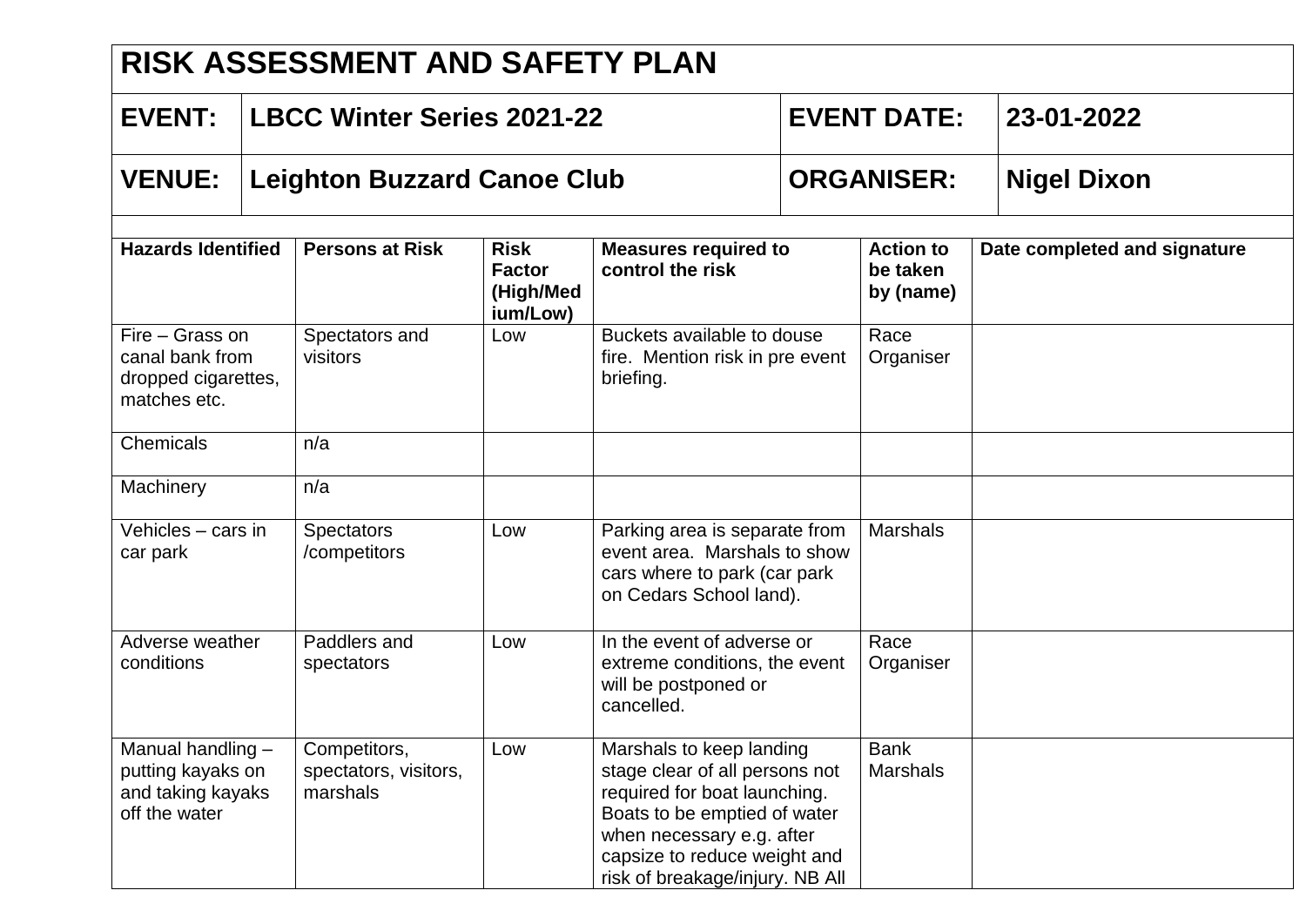# RISK ASSESSMENT AND SAFETY PLAN

| EVENT: | LBCC Winter Series 2021-22 | EVENT DATE: | 23-01-2022 |
|---|---|---|---|
| VENUE: | Leighton Buzzard Canoe Club | ORGANISER: | Nigel Dixon |

| Hazards Identified | Persons at Risk | Risk Factor (High/Medium/Low) | Measures required to control the risk | Action to be taken by (name) | Date completed and signature |
|---|---|---|---|---|---|
| Fire – Grass on canal bank from dropped cigarettes, matches etc. | Spectators and visitors | Low | Buckets available to douse fire. Mention risk in pre event briefing. | Race Organiser | |
| Chemicals | n/a | | | | |
| Machinery | n/a | | | | |
| Vehicles – cars in car park | Spectators /competitors | Low | Parking area is separate from event area. Marshals to show cars where to park (car park on Cedars School land). | Marshals | |
| Adverse weather conditions | Paddlers and spectators | Low | In the event of adverse or extreme conditions, the event will be postponed or cancelled. | Race Organiser | |
| Manual handling – putting kayaks on and taking kayaks off the water | Competitors, spectators, visitors, marshals | Low | Marshals to keep landing stage clear of all persons not required for boat launching. Boats to be emptied of water when necessary e.g. after capsize to reduce weight and risk of breakage/injury. NB All | Bank Marshals | |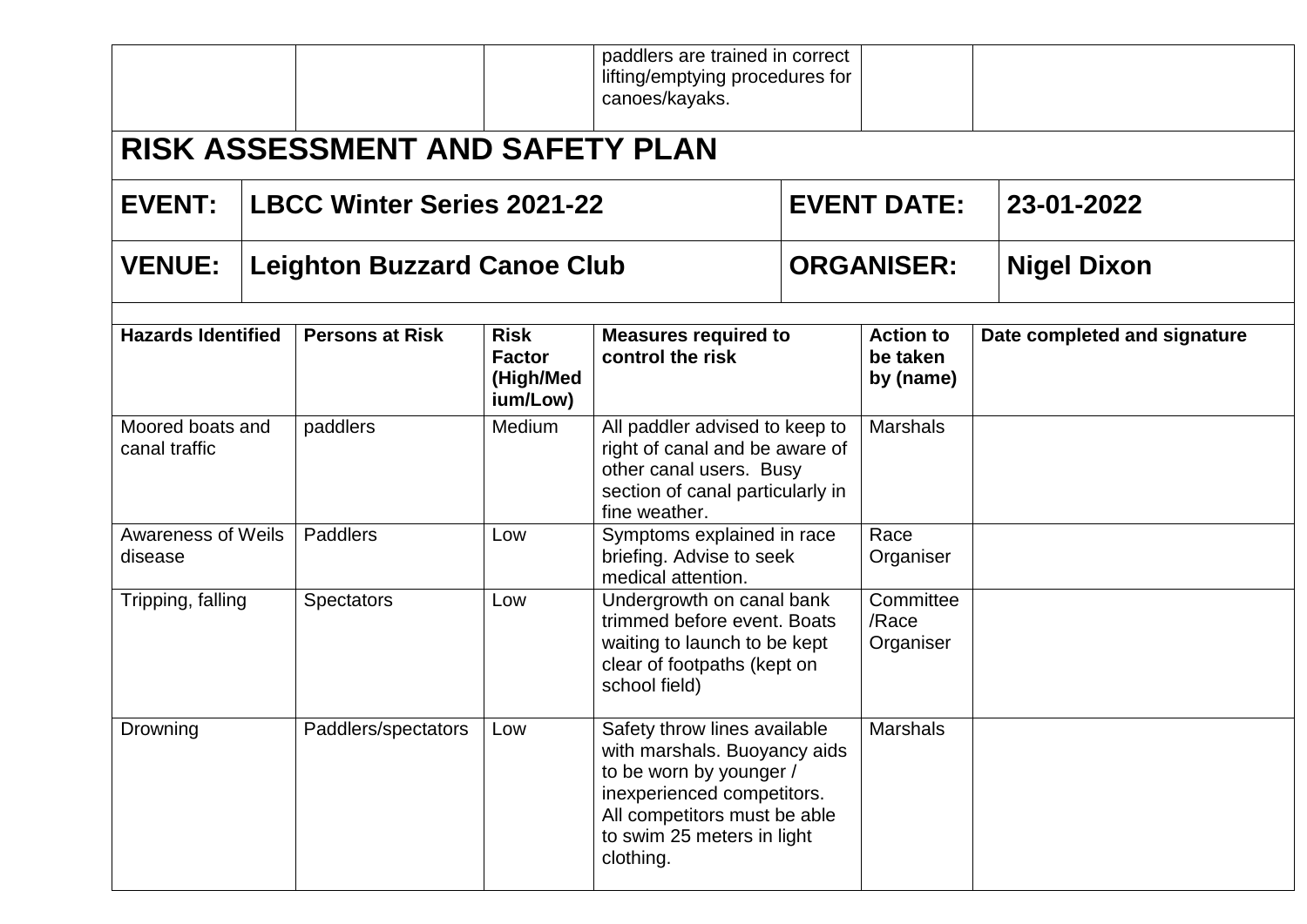| | | | paddlers are trained in correct lifting/emptying procedures for canoes/kayaks. | | |
|---|---|---|---|---|---|

# RISK ASSESSMENT AND SAFETY PLAN

| **EVENT:** | **LBCC Winter Series 2021-22** | **EVENT DATE:** | **23-01-2022** |
|---|---|---|---|
| **VENUE:** | **Leighton Buzzard Canoe Club** | **ORGANISER:** | **Nigel Dixon** |

| **Hazards Identified** | **Persons at Risk** | **Risk Factor (High/Medium/Low)** | **Measures required to control the risk** | **Action to be taken by (name)** | **Date completed and signature** |
|---|---|---|---|---|---|
| Moored boats and canal traffic | paddlers | Medium | All paddler advised to keep to right of canal and be aware of other canal users. Busy section of canal particularly in fine weather. | Marshals | |
| Awareness of Weils disease | Paddlers | Low | Symptoms explained in race briefing. Advise to seek medical attention. | Race Organiser | |
| Tripping, falling | Spectators | Low | Undergrowth on canal bank trimmed before event. Boats waiting to launch to be kept clear of footpaths (kept on school field) | Committee /Race Organiser | |
| Drowning | Paddlers/spectators | Low | Safety throw lines available with marshals. Buoyancy aids to be worn by younger / inexperienced competitors. All competitors must be able to swim 25 meters in light clothing. | Marshals | |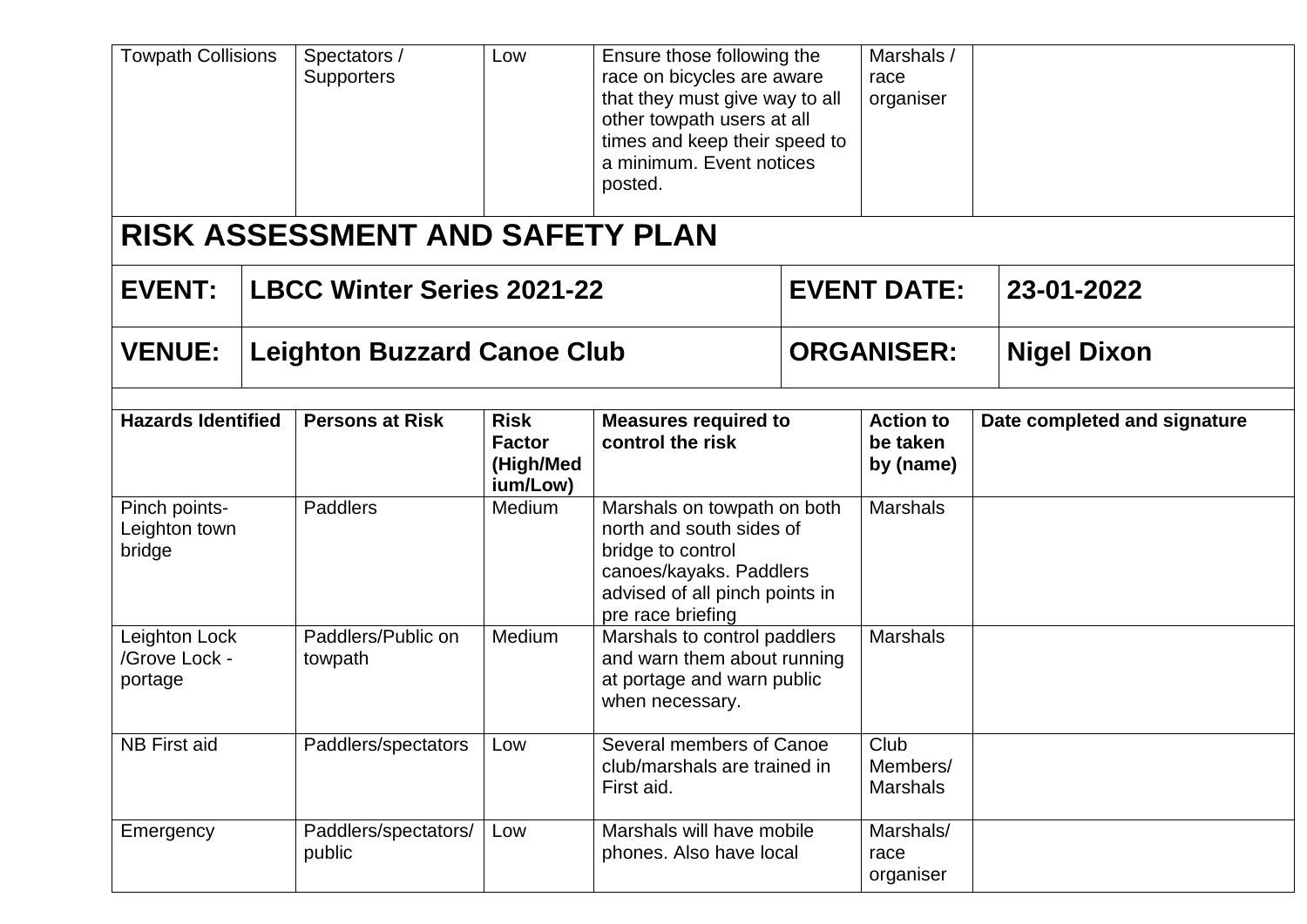| Towpath Collisions | Spectators / Supporters | Low | Ensure those following the race on bicycles are aware that they must give way to all other towpath users at all times and keep their speed to a minimum. Event notices posted. | Marshals / race organiser | |
|---|---|---|---|---|---|

# RISK ASSESSMENT AND SAFETY PLAN

| | | | |
|---|---|---|---|
| **EVENT:** | **LBCC Winter Series 2021-22** | **EVENT DATE:** | **23-01-2022** |
| **VENUE:** | **Leighton Buzzard Canoe Club** | **ORGANISER:** | **Nigel Dixon** |

| **Hazards Identified** | **Persons at Risk** | **Risk Factor (High/Medium/Low)** | **Measures required to control the risk** | **Action to be taken by (name)** | **Date completed and signature** |
|---|---|---|---|---|---|
| Pinch points- Leighton town bridge | Paddlers | Medium | Marshals on towpath on both north and south sides of bridge to control canoes/kayaks. Paddlers advised of all pinch points in pre race briefing | Marshals | |
| Leighton Lock /Grove Lock - portage | Paddlers/Public on towpath | Medium | Marshals to control paddlers and warn them about running at portage and warn public when necessary. | Marshals | |
| NB First aid | Paddlers/spectators | Low | Several members of Canoe club/marshals are trained in First aid. | Club Members/ Marshals | |
| Emergency | Paddlers/spectators/ public | Low | Marshals will have mobile phones. Also have local | Marshals/ race organiser | |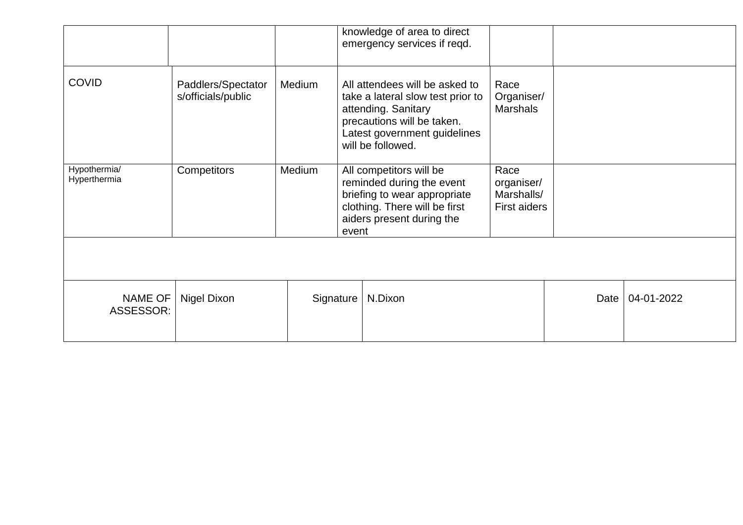|  |  |  | knowledge of area to direct emergency services if reqd. |  |  |
|---|---|---|---|---|---|
| COVID | Paddlers/Spectators/officials/public | Medium | All attendees will be asked to take a lateral slow test prior to attending. Sanitary precautions will be taken. Latest government guidelines will be followed. | Race Organiser/ Marshals |  |
| Hypothermia/ Hyperthermia | Competitors | Medium | All competitors will be reminded during the event briefing to wear appropriate clothing. There will be first aiders present during the event | Race organiser/ Marshalls/ First aiders |  |
|  |  |  |  |  |  |

| NAME OF ASSESSOR: | Nigel Dixon | Signature | N.Dixon | Date | 04-01-2022 |
|---|---|---|---|---|---|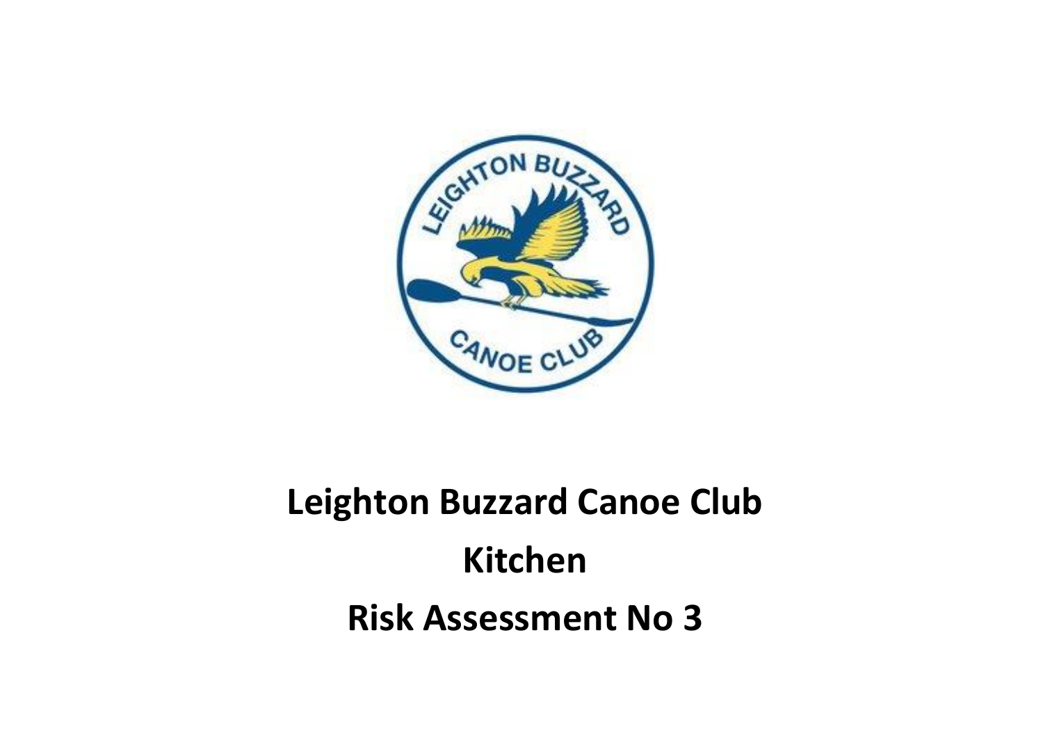**Leighton Buzzard Canoe Club**

**Kitchen**

**Risk Assessment No 3**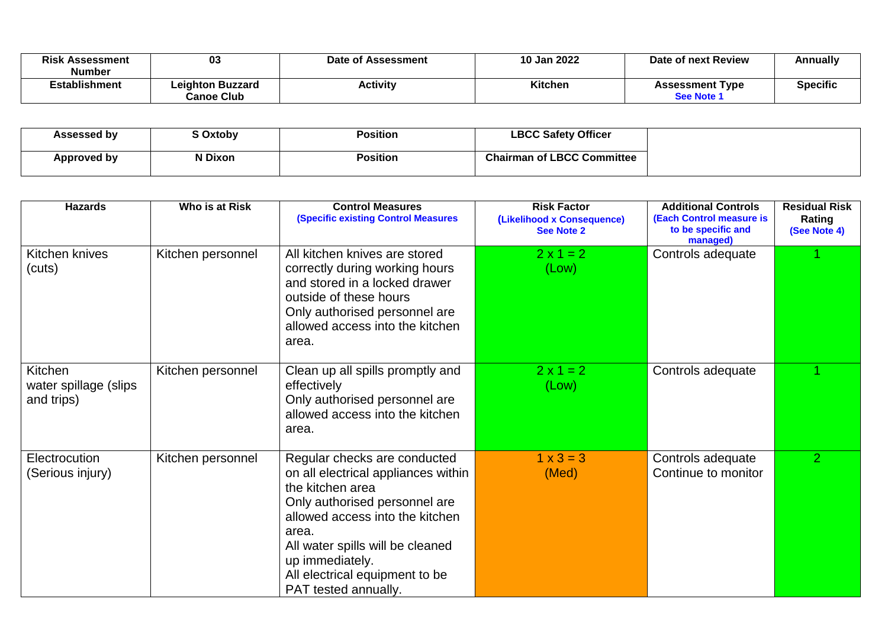| Risk Assessment Number | 03 | Date of Assessment | 10 Jan 2022 | Date of next Review | Annually |
|---|---|---|---|---|---|
| Establishment | Leighton Buzzard Canoe Club | Activity | Kitchen | Assessment Type See Note 1 | Specific |

| Assessed by | S Oxtoby | Position | LBCC Safety Officer | |
|---|---|---|---|---|
| Approved by | N Dixon | Position | Chairman of LBCC Committee | |

| Hazards | Who is at Risk | Control Measures (Specific existing Control Measures | Risk Factor (Likelihood x Consequence) See Note 2 | Additional Controls (Each Control measure is to be specific and managed) | Residual Risk Rating (See Note 4) |
|---|---|---|---|---|---|
| Kitchen knives (cuts) | Kitchen personnel | All kitchen knives are stored correctly during working hours and stored in a locked drawer outside of these hours<br>Only authorised personnel are allowed access into the kitchen area. | 2 x 1 = 2<br>(Low) | Controls adequate | 1 |
| Kitchen water spillage (slips and trips) | Kitchen personnel | Clean up all spills promptly and effectively<br>Only authorised personnel are allowed access into the kitchen area. | 2 x 1 = 2<br>(Low) | Controls adequate | 1 |
| Electrocution (Serious injury) | Kitchen personnel | Regular checks are conducted on all electrical appliances within the kitchen area<br>Only authorised personnel are allowed access into the kitchen area.<br>All water spills will be cleaned up immediately.<br>All electrical equipment to be PAT tested annually. | 1 x 3 = 3<br>(Med) | Controls adequate<br>Continue to monitor | 2 |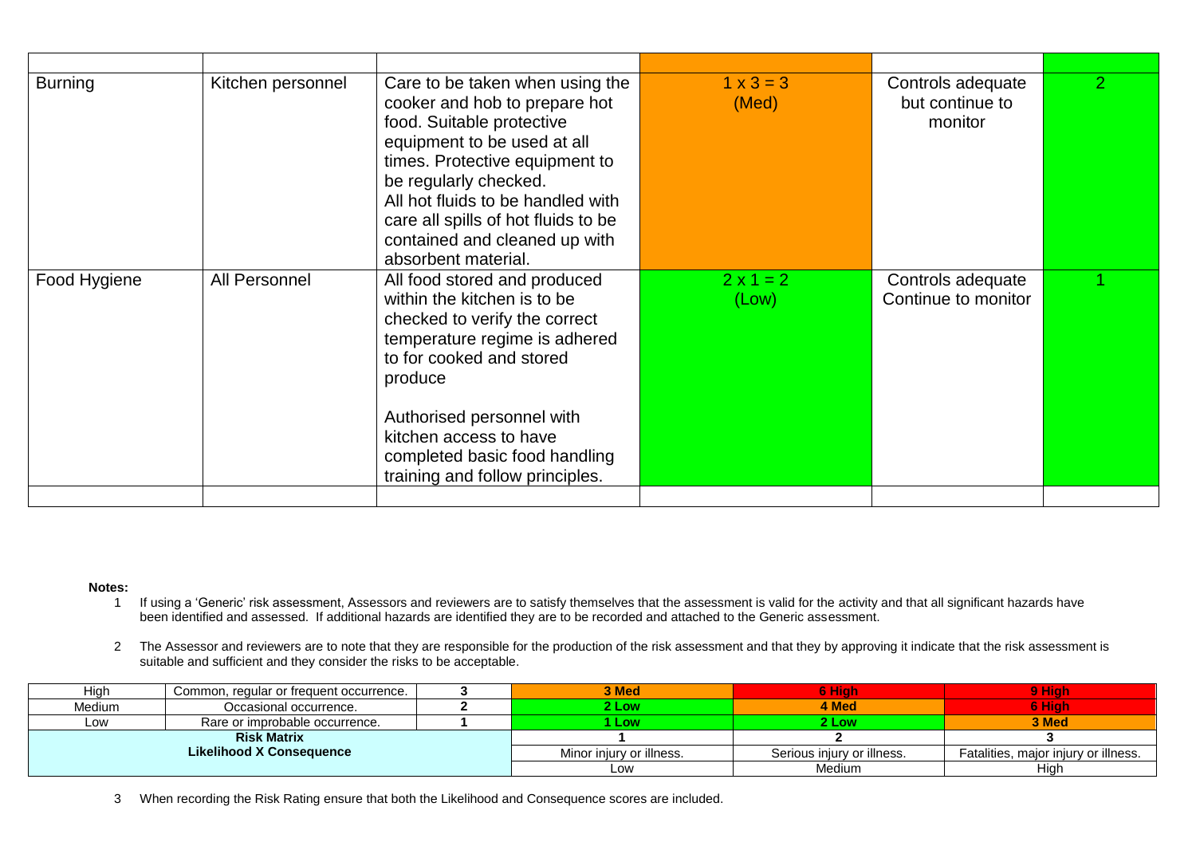| | | | | | |
|---|---|---|---|---|---|
| Burning | Kitchen personnel | Care to be taken when using the cooker and hob to prepare hot food. Suitable protective equipment to be used at all times. Protective equipment to be regularly checked.<br>All hot fluids to be handled with care all spills of hot fluids to be contained and cleaned up with absorbent material. | 1 x 3 = 3 (Med) | Controls adequate but continue to monitor | 2 |
| Food Hygiene | All Personnel | All food stored and produced within the kitchen is to be checked to verify the correct temperature regime is adhered to for cooked and stored produce<br><br>Authorised personnel with kitchen access to have completed basic food handling training and follow principles. | 2 x 1 = 2 (Low) | Controls adequate Continue to monitor | 1 |
| | | | | | |

**Notes:**

1. If using a 'Generic' risk assessment, Assessors and reviewers are to satisfy themselves that the assessment is valid for the activity and that all significant hazards have been identified and assessed. If additional hazards are identified they are to be recorded and attached to the Generic assessment.

2. The Assessor and reviewers are to note that they are responsible for the production of the risk assessment and that they by approving it indicate that the risk assessment is suitable and sufficient and they consider the risks to be acceptable.

| | | | | | |
|---|---|---|---|---|---|
| High | Common, regular or frequent occurrence. | 3 | **3 Med** | **6 High** | **9 High** |
| Medium | Occasional occurrence. | 2 | **2 Low** | **4 Med** | **6 High** |
| Low | Rare or improbable occurrence. | 1 | **1 Low** | **2 Low** | **3 Med** |
| **Risk Matrix**<br>**Likelihood X Consequence** | | | **1** | **2** | **3** |
| | | | Minor injury or illness. | Serious injury or illness. | Fatalities, major injury or illness. |
| | | | Low | Medium | High |

3. When recording the Risk Rating ensure that both the Likelihood and Consequence scores are included.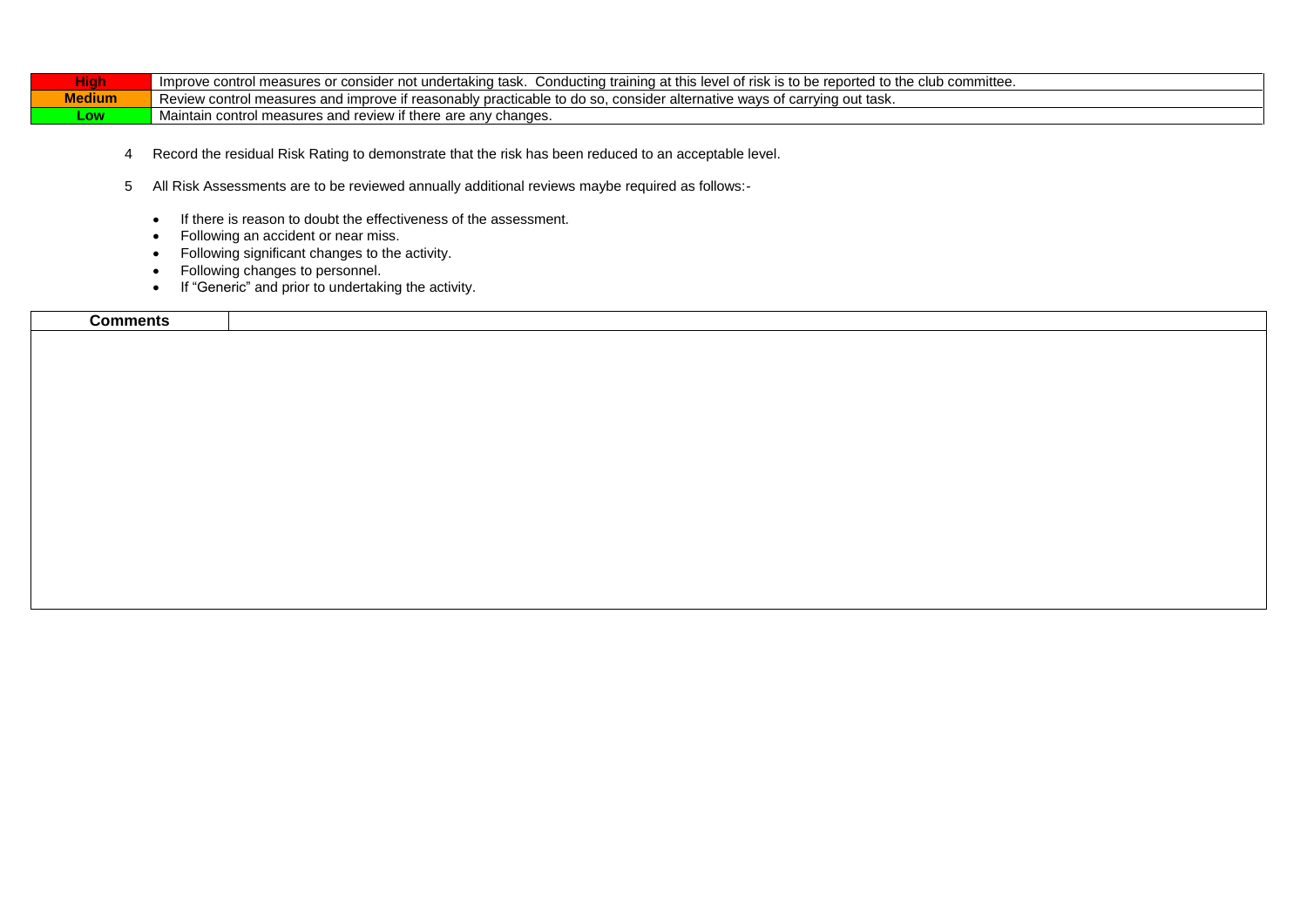| | |
|---|---|
| **High** | Improve control measures or consider not undertaking task. Conducting training at this level of risk is to be reported to the club committee. |
| **Medium** | Review control measures and improve if reasonably practicable to do so, consider alternative ways of carrying out task. |
| **Low** | Maintain control measures and review if there are any changes. |

4. Record the residual Risk Rating to demonstrate that the risk has been reduced to an acceptable level.

5. All Risk Assessments are to be reviewed annually additional reviews maybe required as follows:-

   - If there is reason to doubt the effectiveness of the assessment.
   - Following an accident or near miss.
   - Following significant changes to the activity.
   - Following changes to personnel.
   - If "Generic" and prior to undertaking the activity.

| **Comments** | |
|---|---|
| | |